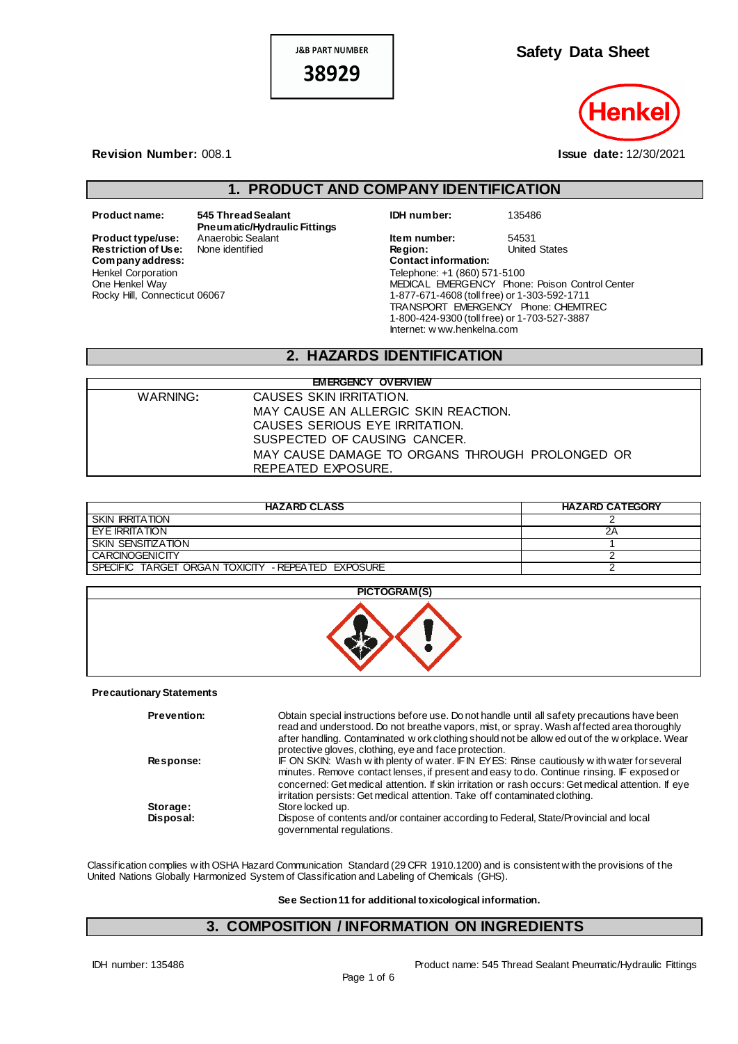**J&B PART NUMBER**
**38929**

# Safety Data Sheet

Henkel

**Revision Number:** 008.1

**Issue date:** 12/30/2021

## 1. PRODUCT AND COMPANY IDENTIFICATION

**Product name:** 545 Thread Sealant Pneumatic/Hydraulic Fittings
**Product type/use:** Anaerobic Sealant
**Restriction of Use:** None identified
**Company address:**
Henkel Corporation
One Henkel Way
Rocky Hill, Connecticut 06067

**IDH number:** 135486
**Item number:** 54531
**Region:** United States
**Contact information:**
Telephone: +1 (860) 571-5100
MEDICAL EMERGENCY Phone: Poison Control Center
1-877-671-4608 (toll free) or 1-303-592-1711
TRANSPORT EMERGENCY Phone: CHEMTREC
1-800-424-9300 (toll free) or 1-703-527-3887
Internet: www.henkelna.com

## 2. HAZARDS IDENTIFICATION

| EMERGENCY OVERVIEW | |
|---|---|
| WARNING: | CAUSES SKIN IRRITATION.<br>MAY CAUSE AN ALLERGIC SKIN REACTION.<br>CAUSES SERIOUS EYE IRRITATION.<br>SUSPECTED OF CAUSING CANCER.<br>MAY CAUSE DAMAGE TO ORGANS THROUGH PROLONGED OR REPEATED EXPOSURE. |

| HAZARD CLASS | HAZARD CATEGORY |
|---|---|
| SKIN IRRITATION | 2 |
| EYE IRRITATION | 2A |
| SKIN SENSITIZATION | 1 |
| CARCINOGENICITY | 2 |
| SPECIFIC TARGET ORGAN TOXICITY - REPEATED EXPOSURE | 2 |

**PICTOGRAM(S)**

**Precautionary Statements**

**Prevention:** Obtain special instructions before use. Do not handle until all safety precautions have been read and understood. Do not breathe vapors, mist, or spray. Wash affected area thoroughly after handling. Contaminated work clothing should not be allowed out of the workplace. Wear protective gloves, clothing, eye and face protection.

**Response:** IF ON SKIN: Wash with plenty of water. IF IN EYES: Rinse cautiously with water for several minutes. Remove contact lenses, if present and easy to do. Continue rinsing. IF exposed or concerned: Get medical attention. If skin irritation or rash occurs: Get medical attention. If eye irritation persists: Get medical attention. Take off contaminated clothing.

**Storage:** Store locked up.

**Disposal:** Dispose of contents and/or container according to Federal, State/Provincial and local governmental regulations.

Classification complies with OSHA Hazard Communication Standard (29 CFR 1910.1200) and is consistent with the provisions of the United Nations Globally Harmonized System of Classification and Labeling of Chemicals (GHS).

**See Section 11 for additional toxicological information.**

## 3. COMPOSITION / INFORMATION ON INGREDIENTS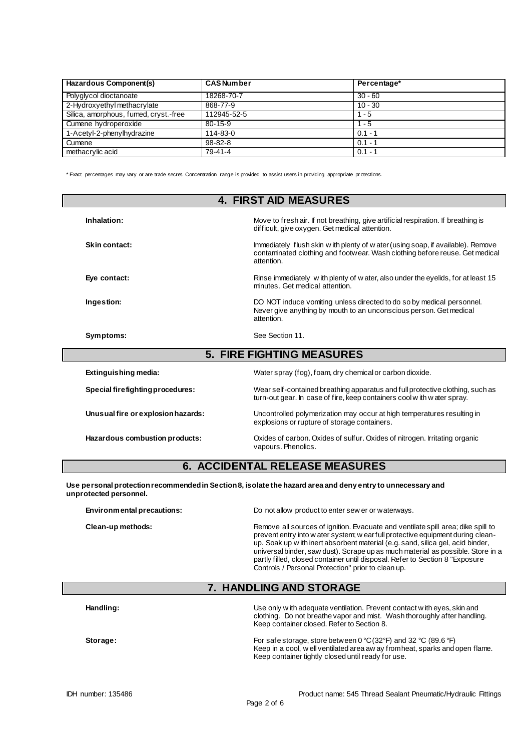| Hazardous Component(s) | CAS Number | Percentage* |
| --- | --- | --- |
| Polyglycol dioctanoate | 18268-70-7 | 30 - 60 |
| 2-Hydroxyethyl methacrylate | 868-77-9 | 10 - 30 |
| Silica, amorphous, fumed, cryst.-free | 112945-52-5 | 1 - 5 |
| Cumene hydroperoxide | 80-15-9 | 1 - 5 |
| 1-Acetyl-2-phenylhydrazine | 114-83-0 | 0.1 - 1 |
| Cumene | 98-82-8 | 0.1 - 1 |
| methacrylic acid | 79-41-4 | 0.1 - 1 |

* Exact percentages may vary or are trade secret. Concentration range is provided to assist users in providing appropriate protections.

## 4. FIRST AID MEASURES

**Inhalation:** Move to fresh air. If not breathing, give artificial respiration. If breathing is difficult, give oxygen. Get medical attention.

**Skin contact:** Immediately flush skin with plenty of water (using soap, if available). Remove contaminated clothing and footwear. Wash clothing before reuse. Get medical attention.

**Eye contact:** Rinse immediately with plenty of water, also under the eyelids, for at least 15 minutes. Get medical attention.

**Ingestion:** DO NOT induce vomiting unless directed to do so by medical personnel. Never give anything by mouth to an unconscious person. Get medical attention.

**Symptoms:** See Section 11.

## 5. FIRE FIGHTING MEASURES

**Extinguishing media:** Water spray (fog), foam, dry chemical or carbon dioxide.

**Special firefighting procedures:** Wear self-contained breathing apparatus and full protective clothing, such as turn-out gear. In case of fire, keep containers cool with water spray.

**Unusual fire or explosion hazards:** Uncontrolled polymerization may occur at high temperatures resulting in explosions or rupture of storage containers.

**Hazardous combustion products:** Oxides of carbon. Oxides of sulfur. Oxides of nitrogen. Irritating organic vapours. Phenolics.

## 6. ACCIDENTAL RELEASE MEASURES

**Use personal protection recommended in Section 8, isolate the hazard area and deny entry to unnecessary and unprotected personnel.**

**Environmental precautions:** Do not allow product to enter sewer or waterways.

**Clean-up methods:** Remove all sources of ignition. Evacuate and ventilate spill area; dike spill to prevent entry into water system; wear full protective equipment during clean-up. Soak up with inert absorbent material (e.g. sand, silica gel, acid binder, universal binder, saw dust). Scrape up as much material as possible. Store in a partly filled, closed container until disposal. Refer to Section 8 "Exposure Controls / Personal Protection" prior to clean up.

## 7. HANDLING AND STORAGE

**Handling:** Use only with adequate ventilation. Prevent contact with eyes, skin and clothing. Do not breathe vapor and mist. Wash thoroughly after handling. Keep container closed. Refer to Section 8.

**Storage:** For safe storage, store between 0 °C (32°F) and 32 °C (89.6 °F)
Keep in a cool, well ventilated area away from heat, sparks and open flame. Keep container tightly closed until ready for use.

IDH number: 135486

Product name: 545 Thread Sealant Pneumatic/Hydraulic Fittings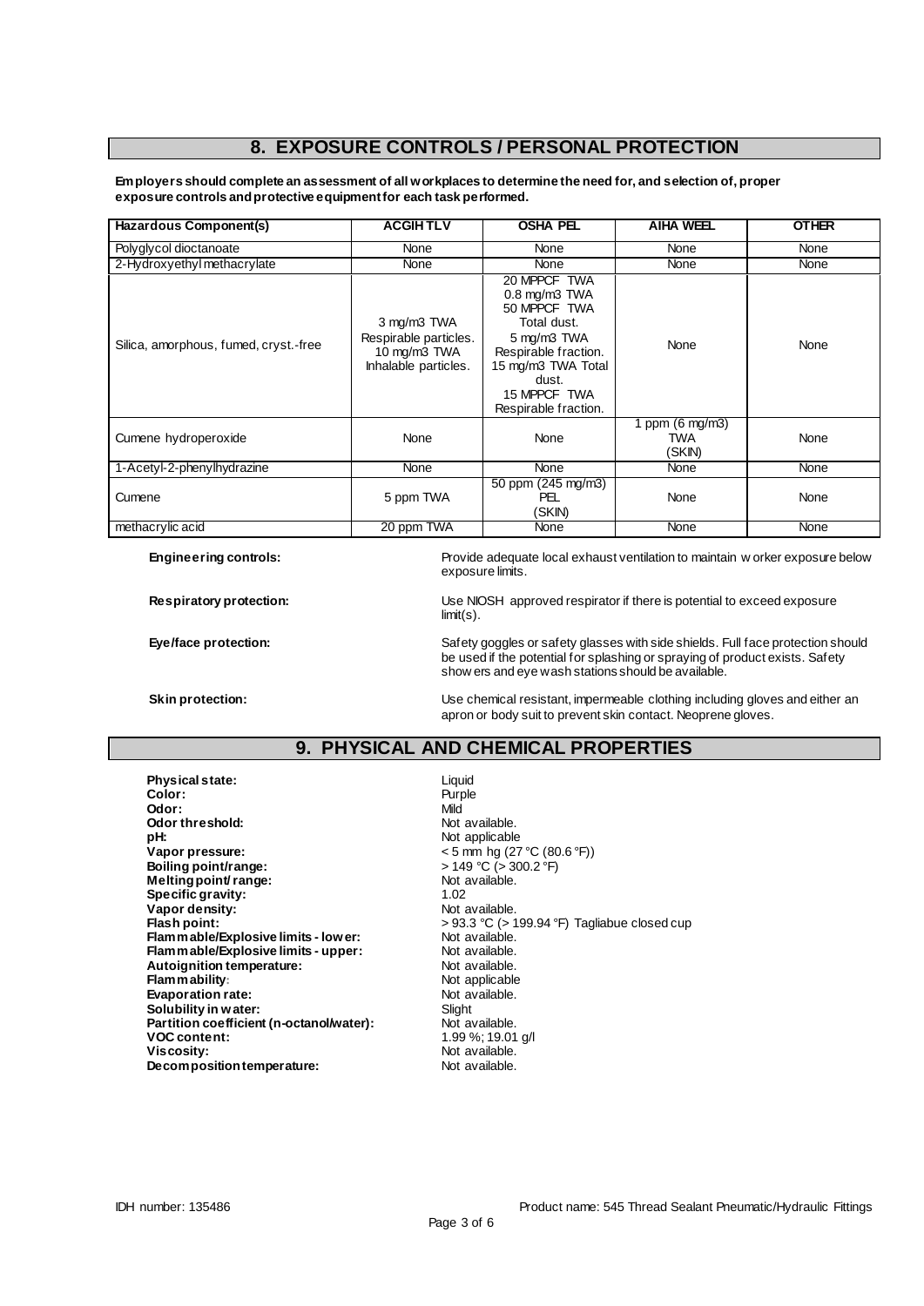## 8. EXPOSURE CONTROLS / PERSONAL PROTECTION

**Employers should complete an assessment of all workplaces to determine the need for, and selection of, proper exposure controls and protective equipment for each task performed.**

| Hazardous Component(s) | ACGIH TLV | OSHA PEL | AIHA WEEL | OTHER |
|---|---|---|---|---|
| Polyglycol dioctanoate | None | None | None | None |
| 2-Hydroxyethyl methacrylate | None | None | None | None |
| Silica, amorphous, fumed, cryst.-free | 3 mg/m3 TWA Respirable particles. 10 mg/m3 TWA Inhalable particles. | 20 MPPCF TWA 0.8 mg/m3 TWA 50 MPPCF TWA Total dust. 5 mg/m3 TWA Respirable fraction. 15 mg/m3 TWA Total dust. 15 MPPCF TWA Respirable fraction. | None | None |
| Cumene hydroperoxide | None | None | 1 ppm (6 mg/m3) TWA (SKIN) | None |
| 1-Acetyl-2-phenylhydrazine | None | None | None | None |
| Cumene | 5 ppm TWA | 50 ppm (245 mg/m3) PEL (SKIN) | None | None |
| methacrylic acid | 20 ppm TWA | None | None | None |

**Engineering controls:** Provide adequate local exhaust ventilation to maintain worker exposure below exposure limits.

**Respiratory protection:** Use NIOSH approved respirator if there is potential to exceed exposure limit(s).

**Eye/face protection:** Safety goggles or safety glasses with side shields. Full face protection should be used if the potential for splashing or spraying of product exists. Safety showers and eye wash stations should be available.

**Skin protection:** Use chemical resistant, impermeable clothing including gloves and either an apron or body suit to prevent skin contact. Neoprene gloves.

## 9. PHYSICAL AND CHEMICAL PROPERTIES

**Physical state:** Liquid
**Color:** Purple
**Odor:** Mild
**Odor threshold:** Not available.
**pH:** Not applicable
**Vapor pressure:** < 5 mm hg (27 °C (80.6 °F))
**Boiling point/range:** > 149 °C (> 300.2 °F)
**Melting point/ range:** Not available.
**Specific gravity:** 1.02
**Vapor density:** Not available.
**Flash point:** > 93.3 °C (> 199.94 °F) Tagliabue closed cup
**Flammable/Explosive limits - lower:** Not available.
**Flammable/Explosive limits - upper:** Not available.
**Autoignition temperature:** Not available.
**Flammability:** Not applicable
**Evaporation rate:** Not available.
**Solubility in water:** Slight
**Partition coefficient (n-octanol/water):** Not available.
**VOC content:** 1.99 %; 19.01 g/l
**Viscosity:** Not available.
**Decomposition temperature:** Not available.

IDH number: 135486 Product name: 545 Thread Sealant Pneumatic/Hydraulic Fittings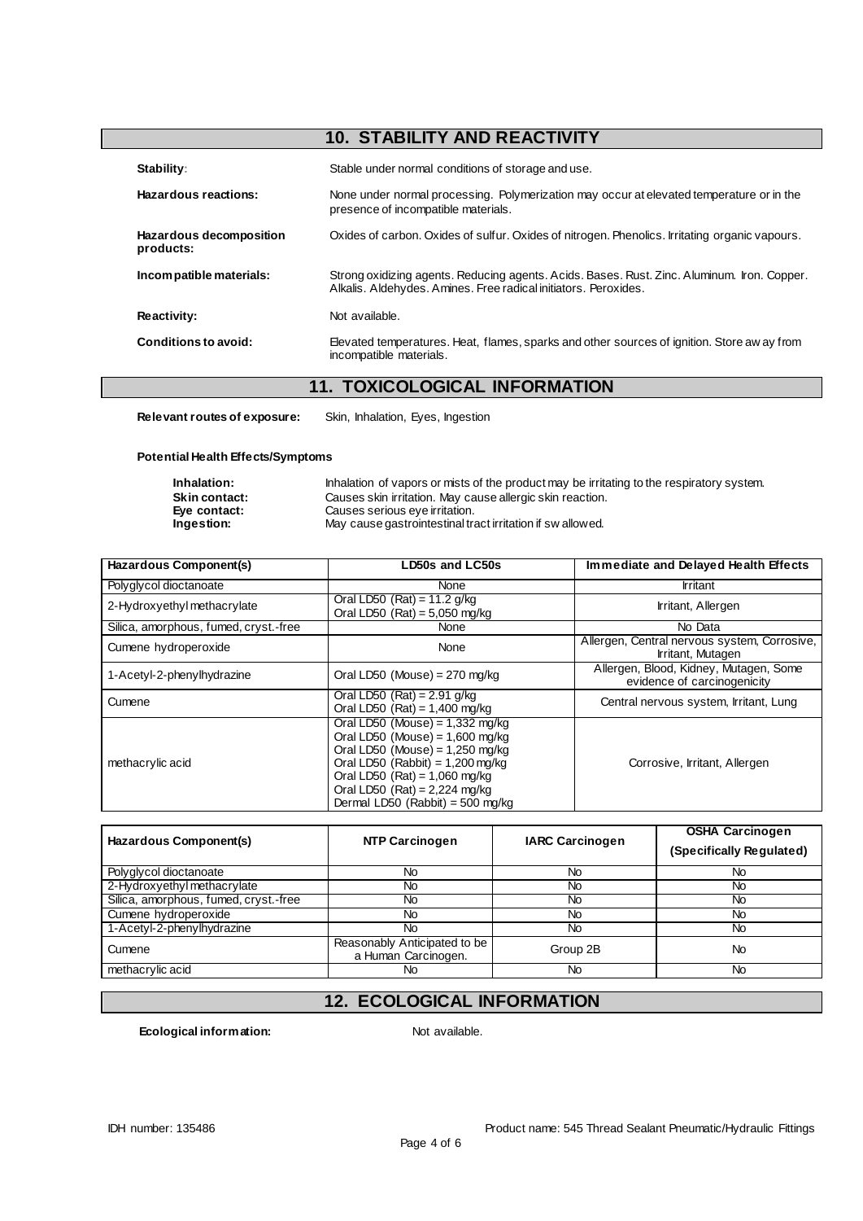## 10. STABILITY AND REACTIVITY

**Stability**: Stable under normal conditions of storage and use.

**Hazardous reactions:** None under normal processing. Polymerization may occur at elevated temperature or in the presence of incompatible materials.

**Hazardous decomposition products:** Oxides of carbon. Oxides of sulfur. Oxides of nitrogen. Phenolics. Irritating organic vapours.

**Incompatible materials:** Strong oxidizing agents. Reducing agents. Acids. Bases. Rust. Zinc. Aluminum. Iron. Copper. Alkalis. Aldehydes. Amines. Free radical initiators. Peroxides.

**Reactivity:** Not available.

**Conditions to avoid:** Elevated temperatures. Heat, flames, sparks and other sources of ignition. Store away from incompatible materials.

## 11. TOXICOLOGICAL INFORMATION

**Relevant routes of exposure:** Skin, Inhalation, Eyes, Ingestion

**Potential Health Effects/Symptoms**

**Inhalation:** Inhalation of vapors or mists of the product may be irritating to the respiratory system.
**Skin contact:** Causes skin irritation. May cause allergic skin reaction.
**Eye contact:** Causes serious eye irritation.
**Ingestion:** May cause gastrointestinal tract irritation if swallowed.

| Hazardous Component(s) | LD50s and LC50s | Immediate and Delayed Health Effects |
|---|---|---|
| Polyglycol dioctanoate | None | Irritant |
| 2-Hydroxyethyl methacrylate | Oral LD50 (Rat) = 11.2 g/kg<br>Oral LD50 (Rat) = 5,050 mg/kg | Irritant, Allergen |
| Silica, amorphous, fumed, cryst.-free | None | No Data |
| Cumene hydroperoxide | None | Allergen, Central nervous system, Corrosive, Irritant, Mutagen |
| 1-Acetyl-2-phenylhydrazine | Oral LD50 (Mouse) = 270 mg/kg | Allergen, Blood, Kidney, Mutagen, Some evidence of carcinogenicity |
| Cumene | Oral LD50 (Rat) = 2.91 g/kg<br>Oral LD50 (Rat) = 1,400 mg/kg | Central nervous system, Irritant, Lung |
| methacrylic acid | Oral LD50 (Mouse) = 1,332 mg/kg<br>Oral LD50 (Mouse) = 1,600 mg/kg<br>Oral LD50 (Mouse) = 1,250 mg/kg<br>Oral LD50 (Rabbit) = 1,200 mg/kg<br>Oral LD50 (Rat) = 1,060 mg/kg<br>Oral LD50 (Rat) = 2,224 mg/kg<br>Dermal LD50 (Rabbit) = 500 mg/kg | Corrosive, Irritant, Allergen |

| Hazardous Component(s) | NTP Carcinogen | IARC Carcinogen | OSHA Carcinogen (Specifically Regulated) |
|---|---|---|---|
| Polyglycol dioctanoate | No | No | No |
| 2-Hydroxyethyl methacrylate | No | No | No |
| Silica, amorphous, fumed, cryst.-free | No | No | No |
| Cumene hydroperoxide | No | No | No |
| 1-Acetyl-2-phenylhydrazine | No | No | No |
| Cumene | Reasonably Anticipated to be a Human Carcinogen. | Group 2B | No |
| methacrylic acid | No | No | No |

## 12. ECOLOGICAL INFORMATION

**Ecological information:** Not available.

IDH number: 135486 Product name: 545 Thread Sealant Pneumatic/Hydraulic Fittings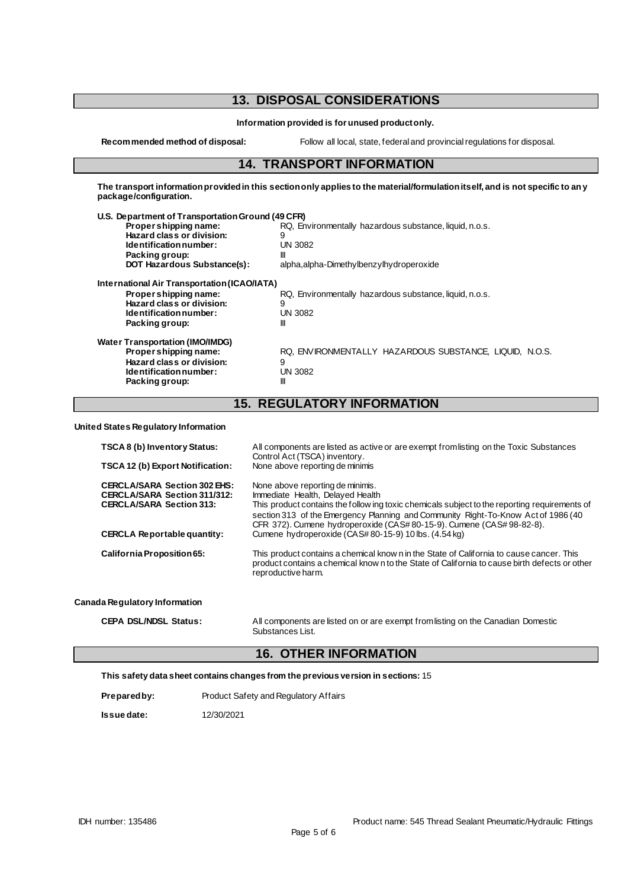## 13. DISPOSAL CONSIDERATIONS

**Information provided is for unused product only.**

**Recommended method of disposal:** Follow all local, state, federal and provincial regulations for disposal.

## 14. TRANSPORT INFORMATION

**The transport information provided in this section only applies to the material/formulation itself, and is not specific to any package/configuration.**

**U.S. Department of Transportation Ground (49 CFR)**

| | |
|---|---|
| **Proper shipping name:** | RQ, Environmentally hazardous substance, liquid, n.o.s. |
| **Hazard class or division:** | 9 |
| **Identification number:** | UN 3082 |
| **Packing group:** | III |
| **DOT Hazardous Substance(s):** | alpha,alpha-Dimethylbenzylhydroperoxide |

**International Air Transportation (ICAO/IATA)**

| | |
|---|---|
| **Proper shipping name:** | RQ, Environmentally hazardous substance, liquid, n.o.s. |
| **Hazard class or division:** | 9 |
| **Identification number:** | UN 3082 |
| **Packing group:** | III |

**Water Transportation (IMO/IMDG)**

| | |
|---|---|
| **Proper shipping name:** | RQ, ENVIRONMENTALLY HAZARDOUS SUBSTANCE, LIQUID, N.O.S. |
| **Hazard class or division:** | 9 |
| **Identification number:** | UN 3082 |
| **Packing group:** | III |

## 15. REGULATORY INFORMATION

**United States Regulatory Information**

| | |
|---|---|
| **TSCA 8 (b) Inventory Status:** | All components are listed as active or are exempt from listing on the Toxic Substances Control Act (TSCA) inventory. |
| **TSCA 12 (b) Export Notification:** | None above reporting de minimis |
| **CERCLA/SARA Section 302 EHS:** | None above reporting de minimis. |
| **CERCLA/SARA Section 311/312:** | Immediate Health, Delayed Health |
| **CERCLA/SARA Section 313:** | This product contains the following toxic chemicals subject to the reporting requirements of section 313 of the Emergency Planning and Community Right-To-Know Act of 1986 (40 CFR 372). Cumene hydroperoxide (CAS# 80-15-9). Cumene (CAS# 98-82-8). |
| **CERCLA Reportable quantity:** | Cumene hydroperoxide (CAS# 80-15-9) 10 lbs. (4.54 kg) |
| **California Proposition 65:** | This product contains a chemical known in the State of California to cause cancer. This product contains a chemical known to the State of California to cause birth defects or other reproductive harm. |

**Canada Regulatory Information**

| | |
|---|---|
| **CEPA DSL/NDSL Status:** | All components are listed on or are exempt from listing on the Canadian Domestic Substances List. |

## 16. OTHER INFORMATION

**This safety data sheet contains changes from the previous version in sections:** 15

**Prepared by:** Product Safety and Regulatory Affairs

**Issue date:** 12/30/2021

IDH number: 135486

Product name: 545 Thread Sealant Pneumatic/Hydraulic Fittings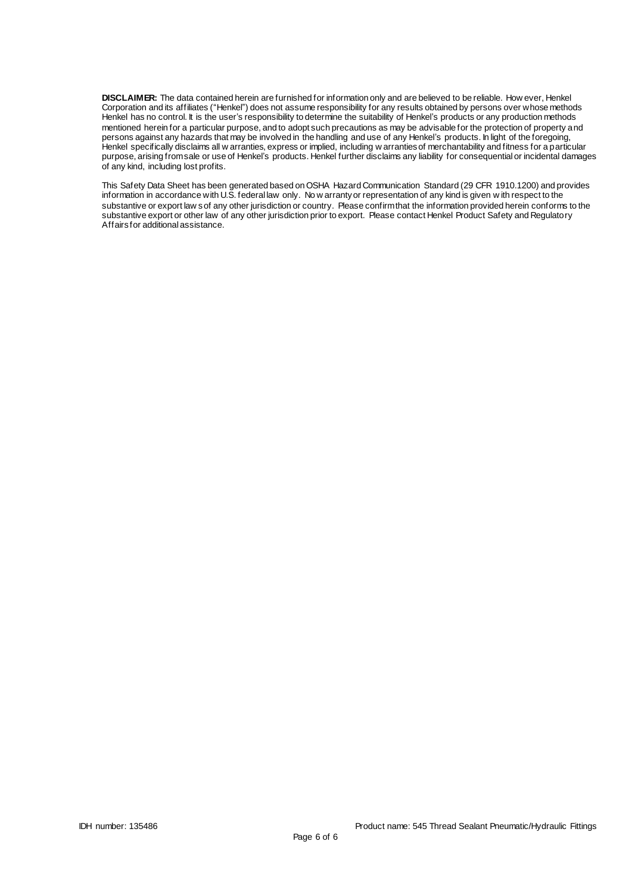**DISCLAIMER:** The data contained herein are furnished for information only and are believed to be reliable. However, Henkel Corporation and its affiliates ("Henkel") does not assume responsibility for any results obtained by persons over whose methods Henkel has no control. It is the user's responsibility to determine the suitability of Henkel's products or any production methods mentioned herein for a particular purpose, and to adopt such precautions as may be advisable for the protection of property and persons against any hazards that may be involved in the handling and use of any Henkel's products. In light of the foregoing, Henkel specifically disclaims all warranties, express or implied, including warranties of merchantability and fitness for a particular purpose, arising from sale or use of Henkel's products. Henkel further disclaims any liability for consequential or incidental damages of any kind, including lost profits.

This Safety Data Sheet has been generated based on OSHA Hazard Communication Standard (29 CFR 1910.1200) and provides information in accordance with U.S. federal law only. No warranty or representation of any kind is given with respect to the substantive or export laws of any other jurisdiction or country. Please confirm that the information provided herein conforms to the substantive export or other law of any other jurisdiction prior to export. Please contact Henkel Product Safety and Regulatory Affairs for additional assistance.